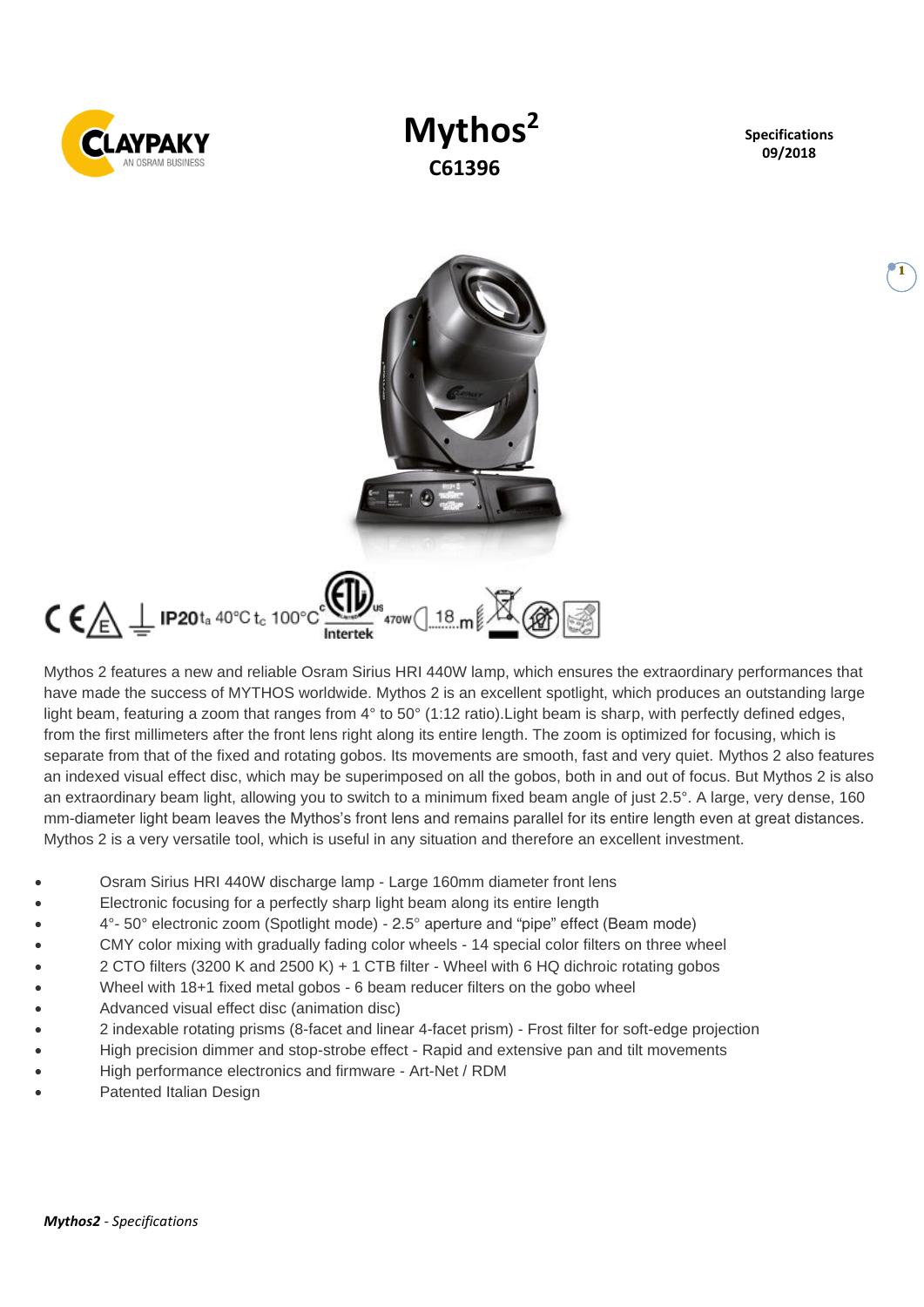# Mythos²

## C61396

**Specifications**
**09/2018**

IP20 $t_a$ 40°C $t_c$ 100°C 470W 18 m

Mythos 2 features a new and reliable Osram Sirius HRI 440W lamp, which ensures the extraordinary performances that have made the success of MYTHOS worldwide. Mythos 2 is an excellent spotlight, which produces an outstanding large light beam, featuring a zoom that ranges from 4° to 50° (1:12 ratio).Light beam is sharp, with perfectly defined edges, from the first millimeters after the front lens right along its entire length. The zoom is optimized for focusing, which is separate from that of the fixed and rotating gobos. Its movements are smooth, fast and very quiet. Mythos 2 also features an indexed visual effect disc, which may be superimposed on all the gobos, both in and out of focus. But Mythos 2 is also an extraordinary beam light, allowing you to switch to a minimum fixed beam angle of just 2.5°. A large, very dense, 160 mm-diameter light beam leaves the Mythos's front lens and remains parallel for its entire length even at great distances. Mythos 2 is a very versatile tool, which is useful in any situation and therefore an excellent investment.

- Osram Sirius HRI 440W discharge lamp - Large 160mm diameter front lens
- Electronic focusing for a perfectly sharp light beam along its entire length
- 4°- 50° electronic zoom (Spotlight mode) - 2.5° aperture and "pipe" effect (Beam mode)
- CMY color mixing with gradually fading color wheels - 14 special color filters on three wheel
- 2 CTO filters (3200 K and 2500 K) + 1 CTB filter - Wheel with 6 HQ dichroic rotating gobos
- Wheel with 18+1 fixed metal gobos - 6 beam reducer filters on the gobo wheel
- Advanced visual effect disc (animation disc)
- 2 indexable rotating prisms (8-facet and linear 4-facet prism) - Frost filter for soft-edge projection
- High precision dimmer and stop-strobe effect - Rapid and extensive pan and tilt movements
- High performance electronics and firmware - Art-Net / RDM
- Patented Italian Design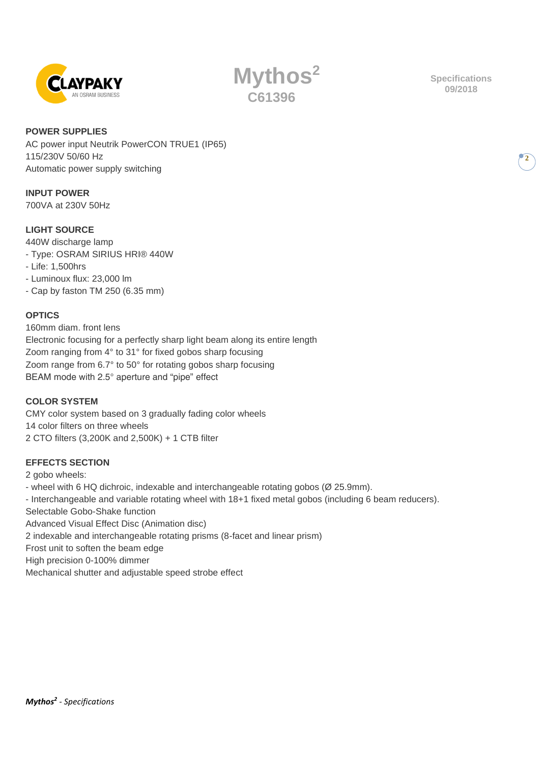# Mythos$^2$

## C61396

Specifications 09/2018

### POWER SUPPLIES

AC power input Neutrik PowerCON TRUE1 (IP65)
115/230V 50/60 Hz
Automatic power supply switching

### INPUT POWER

700VA at 230V 50Hz

### LIGHT SOURCE

440W discharge lamp

- Type: OSRAM SIRIUS HRI® 440W
- Life: 1,500hrs
- Luminoux flux: 23,000 lm
- Cap by faston TM 250 (6.35 mm)

### OPTICS

160mm diam. front lens
Electronic focusing for a perfectly sharp light beam along its entire length
Zoom ranging from 4° to 31° for fixed gobos sharp focusing
Zoom range from 6.7° to 50° for rotating gobos sharp focusing
BEAM mode with 2.5° aperture and "pipe" effect

### COLOR SYSTEM

CMY color system based on 3 gradually fading color wheels
14 color filters on three wheels
2 CTO filters (3,200K and 2,500K) + 1 CTB filter

### EFFECTS SECTION

2 gobo wheels:

- wheel with 6 HQ dichroic, indexable and interchangeable rotating gobos (Ø 25.9mm).
- Interchangeable and variable rotating wheel with 18+1 fixed metal gobos (including 6 beam reducers).

Selectable Gobo-Shake function
Advanced Visual Effect Disc (Animation disc)
2 indexable and interchangeable rotating prisms (8-facet and linear prism)
Frost unit to soften the beam edge
High precision 0-100% dimmer
Mechanical shutter and adjustable speed strobe effect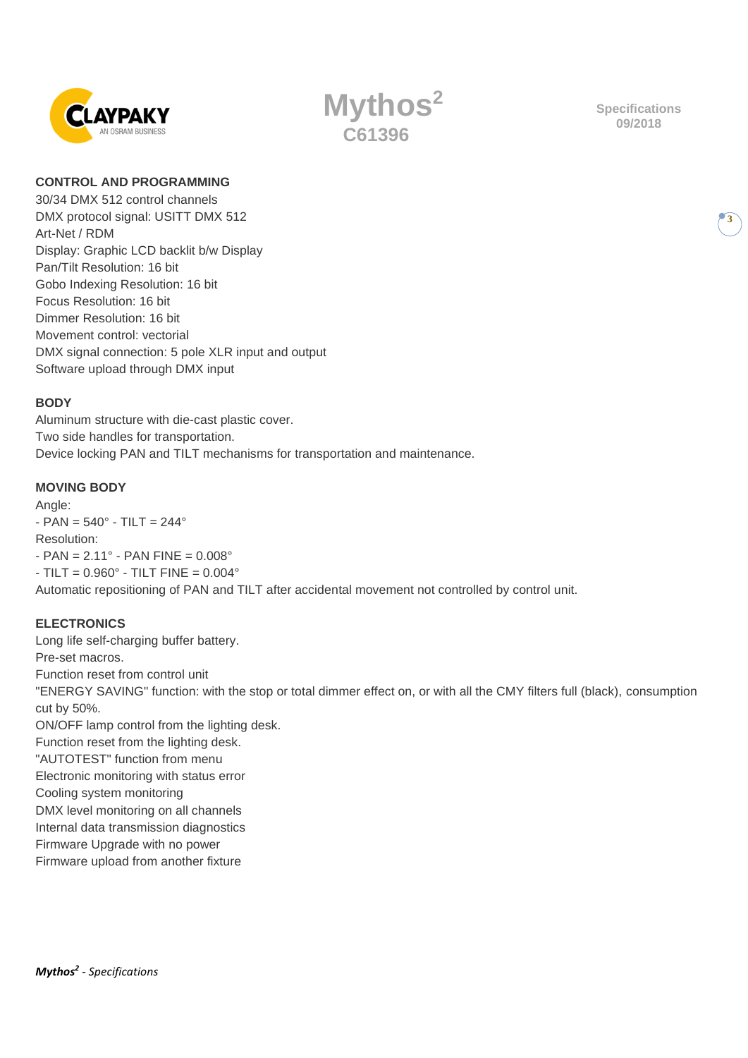## CONTROL AND PROGRAMMING

30/34 DMX 512 control channels
DMX protocol signal: USITT DMX 512
Art-Net / RDM
Display: Graphic LCD backlit b/w Display
Pan/Tilt Resolution: 16 bit
Gobo Indexing Resolution: 16 bit
Focus Resolution: 16 bit
Dimmer Resolution: 16 bit
Movement control: vectorial
DMX signal connection: 5 pole XLR input and output
Software upload through DMX input

## BODY

Aluminum structure with die-cast plastic cover.
Two side handles for transportation.
Device locking PAN and TILT mechanisms for transportation and maintenance.

## MOVING BODY

Angle:
- PAN = 540° - TILT = 244°

Resolution:
- PAN = 2.11° - PAN FINE = 0.008°
- TILT = 0.960° - TILT FINE = 0.004°

Automatic repositioning of PAN and TILT after accidental movement not controlled by control unit.

## ELECTRONICS

Long life self-charging buffer battery.
Pre-set macros.
Function reset from control unit
"ENERGY SAVING" function: with the stop or total dimmer effect on, or with all the CMY filters full (black), consumption cut by 50%.
ON/OFF lamp control from the lighting desk.
Function reset from the lighting desk.
"AUTOTEST" function from menu
Electronic monitoring with status error
Cooling system monitoring
DMX level monitoring on all channels
Internal data transmission diagnostics
Firmware Upgrade with no power
Firmware upload from another fixture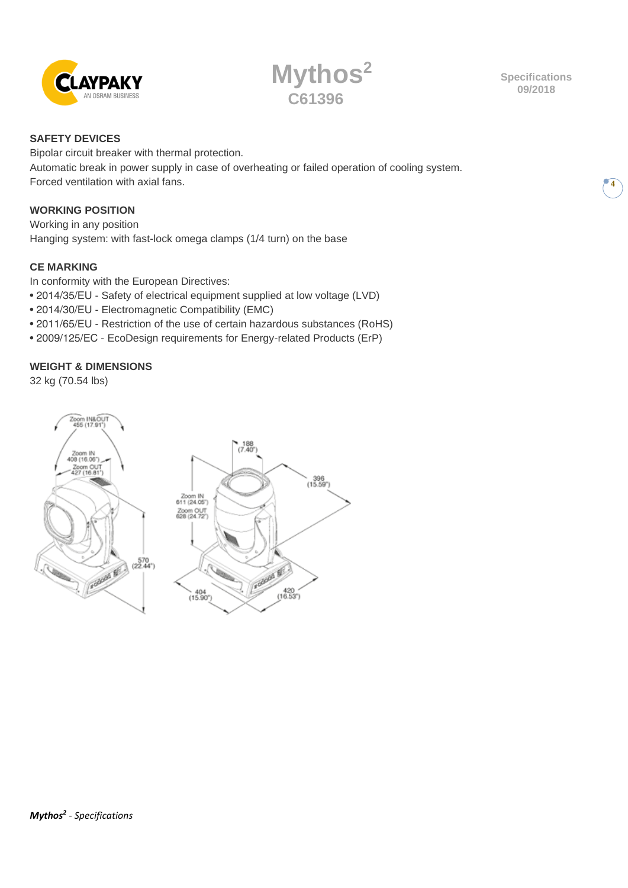## SAFETY DEVICES

Bipolar circuit breaker with thermal protection.
Automatic break in power supply in case of overheating or failed operation of cooling system.
Forced ventilation with axial fans.

## WORKING POSITION

Working in any position
Hanging system: with fast-lock omega clamps (1/4 turn) on the base

## CE MARKING

In conformity with the European Directives:

- 2014/35/EU - Safety of electrical equipment supplied at low voltage (LVD)
- 2014/30/EU - Electromagnetic Compatibility (EMC)
- 2011/65/EU - Restriction of the use of certain hazardous substances (RoHS)
- 2009/125/EC - EcoDesign requirements for Energy-related Products (ErP)

## WEIGHT & DIMENSIONS

32 kg (70.54 lbs)

Zoom IN&OUT 455 (17.91")
Zoom IN 408 (16.06")
Zoom OUT 427 (16.81")
570 (22.44")
188 (7.40")
396 (15.59")
Zoom IN 611 (24.05")
Zoom OUT 628 (24.72")
404 (15.90")
420 (16.53")